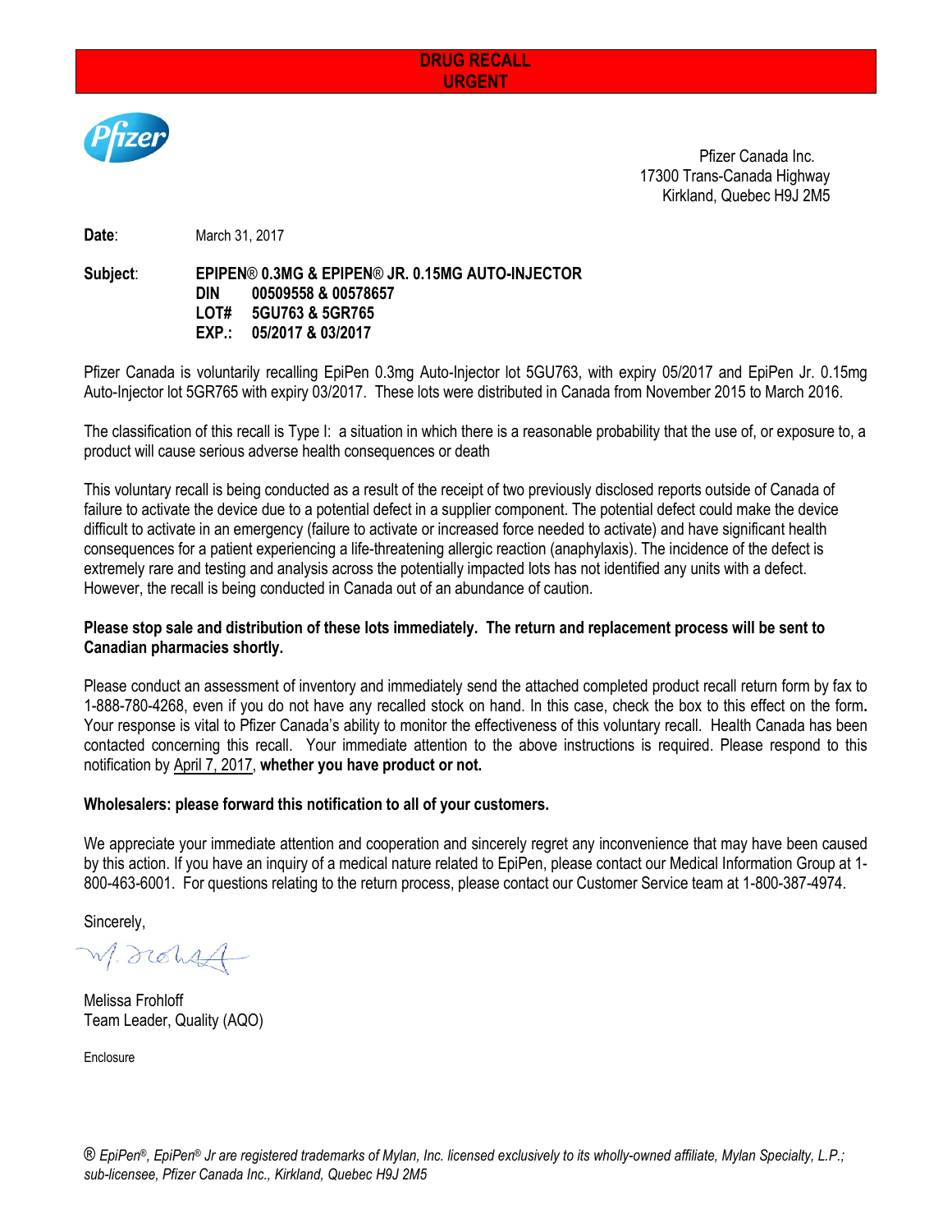**DRUG RECALL**
**URGENT**

Pfizer Canada Inc.
17300 Trans-Canada Highway
Kirkland, Quebec H9J 2M5

**Date**: March 31, 2017

**Subject**: **EPIPEN® 0.3MG & EPIPEN® JR. 0.15MG AUTO-INJECTOR**
**DIN 00509558 & 00578657**
**LOT# 5GU763 & 5GR765**
**EXP.: 05/2017 & 03/2017**

Pfizer Canada is voluntarily recalling EpiPen 0.3mg Auto-Injector lot 5GU763, with expiry 05/2017 and EpiPen Jr. 0.15mg Auto-Injector lot 5GR765 with expiry 03/2017. These lots were distributed in Canada from November 2015 to March 2016.

The classification of this recall is Type I: a situation in which there is a reasonable probability that the use of, or exposure to, a product will cause serious adverse health consequences or death

This voluntary recall is being conducted as a result of the receipt of two previously disclosed reports outside of Canada of failure to activate the device due to a potential defect in a supplier component. The potential defect could make the device difficult to activate in an emergency (failure to activate or increased force needed to activate) and have significant health consequences for a patient experiencing a life-threatening allergic reaction (anaphylaxis). The incidence of the defect is extremely rare and testing and analysis across the potentially impacted lots has not identified any units with a defect. However, the recall is being conducted in Canada out of an abundance of caution.

**Please stop sale and distribution of these lots immediately. The return and replacement process will be sent to Canadian pharmacies shortly.**

Please conduct an assessment of inventory and immediately send the attached completed product recall return form by fax to 1-888-780-4268, even if you do not have any recalled stock on hand. In this case, check the box to this effect on the form**.** Your response is vital to Pfizer Canada's ability to monitor the effectiveness of this voluntary recall. Health Canada has been contacted concerning this recall. Your immediate attention to the above instructions is required. Please respond to this notification by April 7, 2017, **whether you have product or not.**

**Wholesalers: please forward this notification to all of your customers.**

We appreciate your immediate attention and cooperation and sincerely regret any inconvenience that may have been caused by this action. If you have an inquiry of a medical nature related to EpiPen, please contact our Medical Information Group at 1-800-463-6001. For questions relating to the return process, please contact our Customer Service team at 1-800-387-4974.

Sincerely,

Melissa Frohloff
Team Leader, Quality (AQO)

Enclosure

*® EpiPen®, EpiPen® Jr are registered trademarks of Mylan, Inc. licensed exclusively to its wholly-owned affiliate, Mylan Specialty, L.P.; sub-licensee, Pfizer Canada Inc., Kirkland, Quebec H9J 2M5*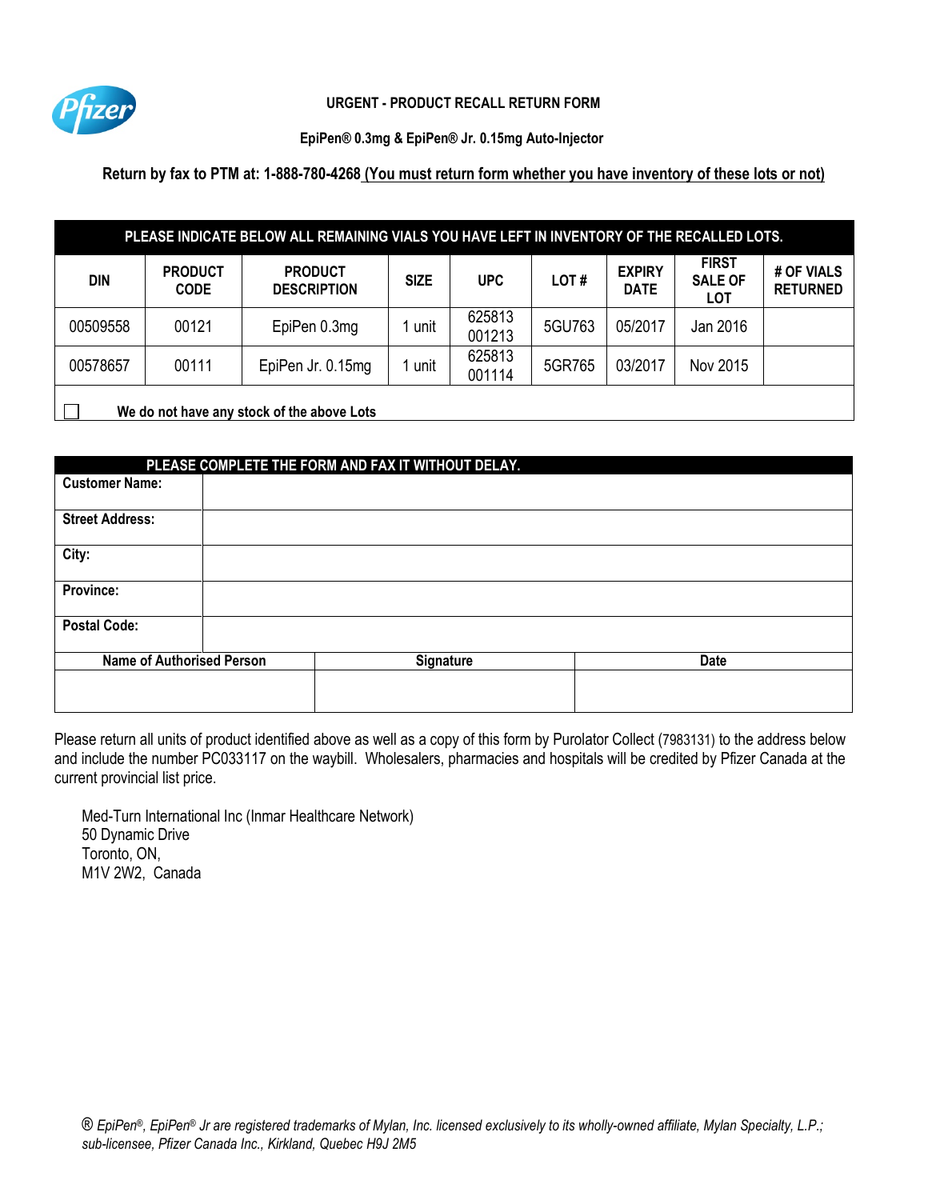Pfizer

**URGENT - PRODUCT RECALL RETURN FORM**

**EpiPen® 0.3mg & EpiPen® Jr. 0.15mg Auto-Injector**

**Return by fax to PTM at: 1-888-780-4268 (You must return form whether you have inventory of these lots or not)**

**PLEASE INDICATE BELOW ALL REMAINING VIALS YOU HAVE LEFT IN INVENTORY OF THE RECALLED LOTS.**

| DIN | PRODUCT CODE | PRODUCT DESCRIPTION | SIZE | UPC | LOT # | EXPIRY DATE | FIRST SALE OF LOT | # OF VIALS RETURNED |
|---|---|---|---|---|---|---|---|---|
| 00509558 | 00121 | EpiPen 0.3mg | 1 unit | 625813 001213 | 5GU763 | 05/2017 | Jan 2016 | |
| 00578657 | 00111 | EpiPen Jr. 0.15mg | 1 unit | 625813 001114 | 5GR765 | 03/2017 | Nov 2015 | |

☐ **We do not have any stock of the above Lots**

**PLEASE COMPLETE THE FORM AND FAX IT WITHOUT DELAY.**

| | |
|---|---|
| **Customer Name:** | |
| **Street Address:** | |
| **City:** | |
| **Province:** | |
| **Postal Code:** | |

| Name of Authorised Person | Signature | Date |
|---|---|---|
| | | |

Please return all units of product identified above as well as a copy of this form by Purolator Collect (7983131) to the address below and include the number PC033117 on the waybill. Wholesalers, pharmacies and hospitals will be credited by Pfizer Canada at the current provincial list price.

Med-Turn International Inc (Inmar Healthcare Network)
50 Dynamic Drive
Toronto, ON,
M1V 2W2, Canada

*® EpiPen®, EpiPen® Jr are registered trademarks of Mylan, Inc. licensed exclusively to its wholly-owned affiliate, Mylan Specialty, L.P.; sub-licensee, Pfizer Canada Inc., Kirkland, Quebec H9J 2M5*